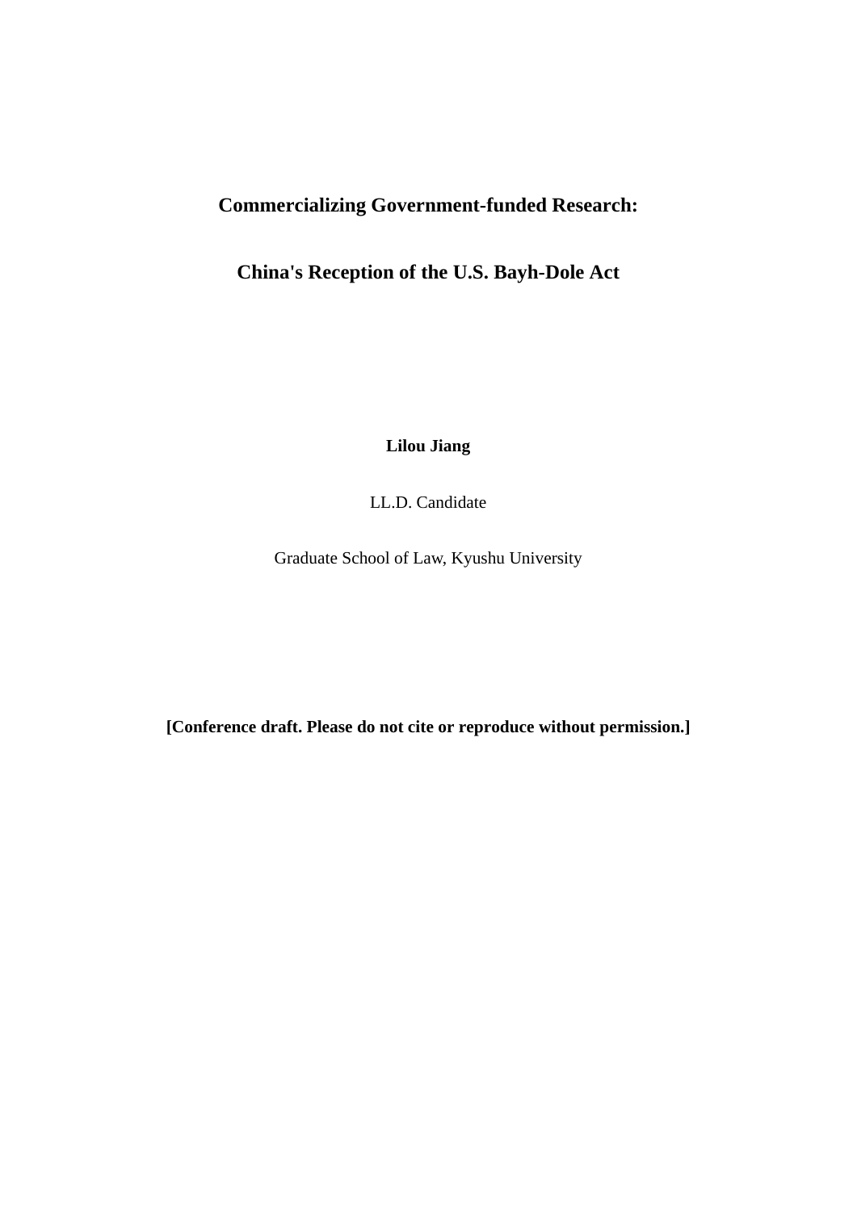# Commercializing Government-funded Research:

# China's Reception of the U.S. Bayh-Dole Act

**Lilou Jiang**

LL.D. Candidate

Graduate School of Law, Kyushu University

**[Conference draft. Please do not cite or reproduce without permission.]**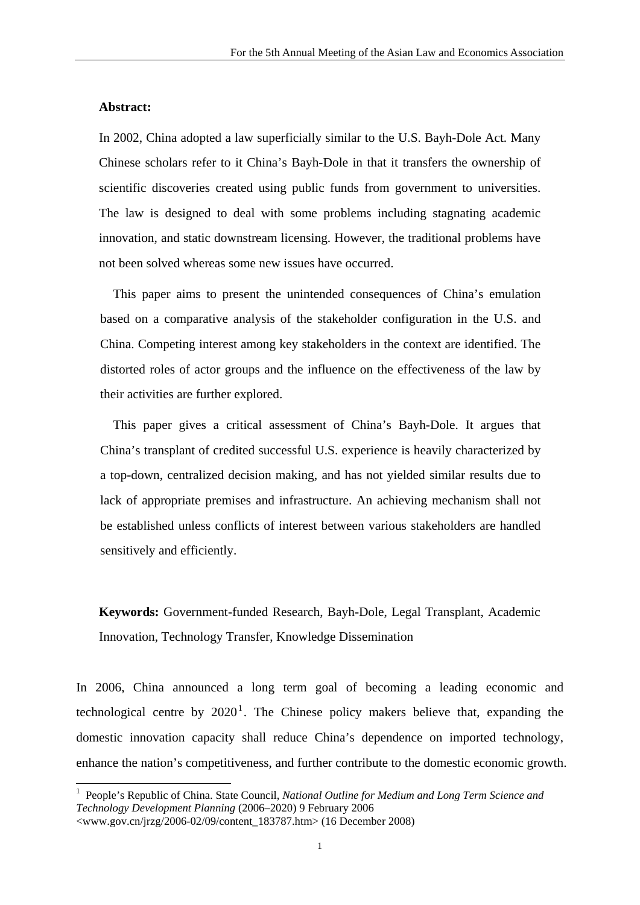**Abstract:**

In 2002, China adopted a law superficially similar to the U.S. Bayh-Dole Act. Many Chinese scholars refer to it China's Bayh-Dole in that it transfers the ownership of scientific discoveries created using public funds from government to universities. The law is designed to deal with some problems including stagnating academic innovation, and static downstream licensing. However, the traditional problems have not been solved whereas some new issues have occurred.

This paper aims to present the unintended consequences of China's emulation based on a comparative analysis of the stakeholder configuration in the U.S. and China. Competing interest among key stakeholders in the context are identified. The distorted roles of actor groups and the influence on the effectiveness of the law by their activities are further explored.

This paper gives a critical assessment of China's Bayh-Dole. It argues that China's transplant of credited successful U.S. experience is heavily characterized by a top-down, centralized decision making, and has not yielded similar results due to lack of appropriate premises and infrastructure. An achieving mechanism shall not be established unless conflicts of interest between various stakeholders are handled sensitively and efficiently.

**Keywords:** Government-funded Research, Bayh-Dole, Legal Transplant, Academic Innovation, Technology Transfer, Knowledge Dissemination

In 2006, China announced a long term goal of becoming a leading economic and technological centre by 2020[1]. The Chinese policy makers believe that, expanding the domestic innovation capacity shall reduce China's dependence on imported technology, enhance the nation's competitiveness, and further contribute to the domestic economic growth.

[1] People's Republic of China. State Council, *National Outline for Medium and Long Term Science and Technology Development Planning* (2006–2020) 9 February 2006 <www.gov.cn/jrzg/2006-02/09/content_183787.htm> (16 December 2008)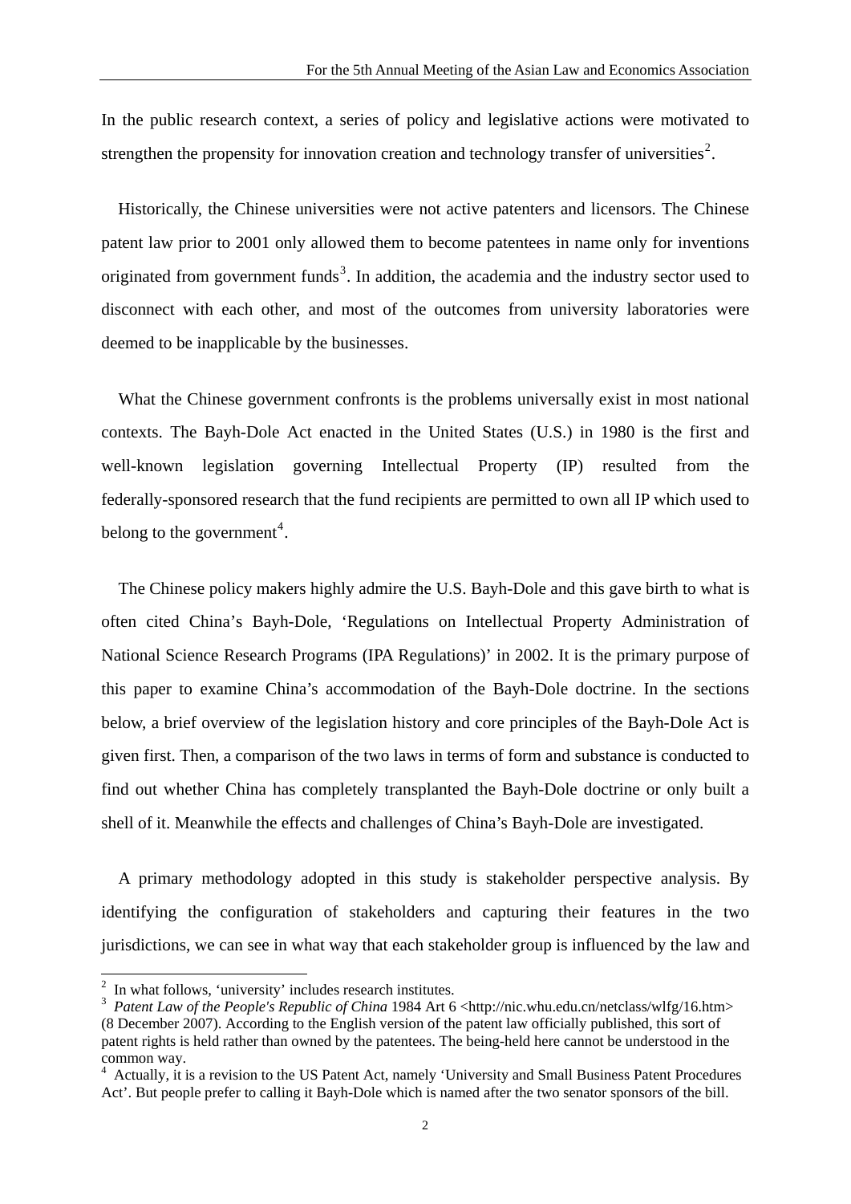In the public research context, a series of policy and legislative actions were motivated to strengthen the propensity for innovation creation and technology transfer of universities[2].

Historically, the Chinese universities were not active patenters and licensors. The Chinese patent law prior to 2001 only allowed them to become patentees in name only for inventions originated from government funds[3]. In addition, the academia and the industry sector used to disconnect with each other, and most of the outcomes from university laboratories were deemed to be inapplicable by the businesses.

What the Chinese government confronts is the problems universally exist in most national contexts. The Bayh-Dole Act enacted in the United States (U.S.) in 1980 is the first and well-known legislation governing Intellectual Property (IP) resulted from the federally-sponsored research that the fund recipients are permitted to own all IP which used to belong to the government[4].

The Chinese policy makers highly admire the U.S. Bayh-Dole and this gave birth to what is often cited China's Bayh-Dole, 'Regulations on Intellectual Property Administration of National Science Research Programs (IPA Regulations)' in 2002. It is the primary purpose of this paper to examine China's accommodation of the Bayh-Dole doctrine. In the sections below, a brief overview of the legislation history and core principles of the Bayh-Dole Act is given first. Then, a comparison of the two laws in terms of form and substance is conducted to find out whether China has completely transplanted the Bayh-Dole doctrine or only built a shell of it. Meanwhile the effects and challenges of China's Bayh-Dole are investigated.

A primary methodology adopted in this study is stakeholder perspective analysis. By identifying the configuration of stakeholders and capturing their features in the two jurisdictions, we can see in what way that each stakeholder group is influenced by the law and

---

[2] In what follows, 'university' includes research institutes.

[3] *Patent Law of the People's Republic of China* 1984 Art 6 <http://nic.whu.edu.cn/netclass/wlfg/16.htm> (8 December 2007). According to the English version of the patent law officially published, this sort of patent rights is held rather than owned by the patentees. The being-held here cannot be understood in the common way.

[4] Actually, it is a revision to the US Patent Act, namely 'University and Small Business Patent Procedures Act'. But people prefer to calling it Bayh-Dole which is named after the two senator sponsors of the bill.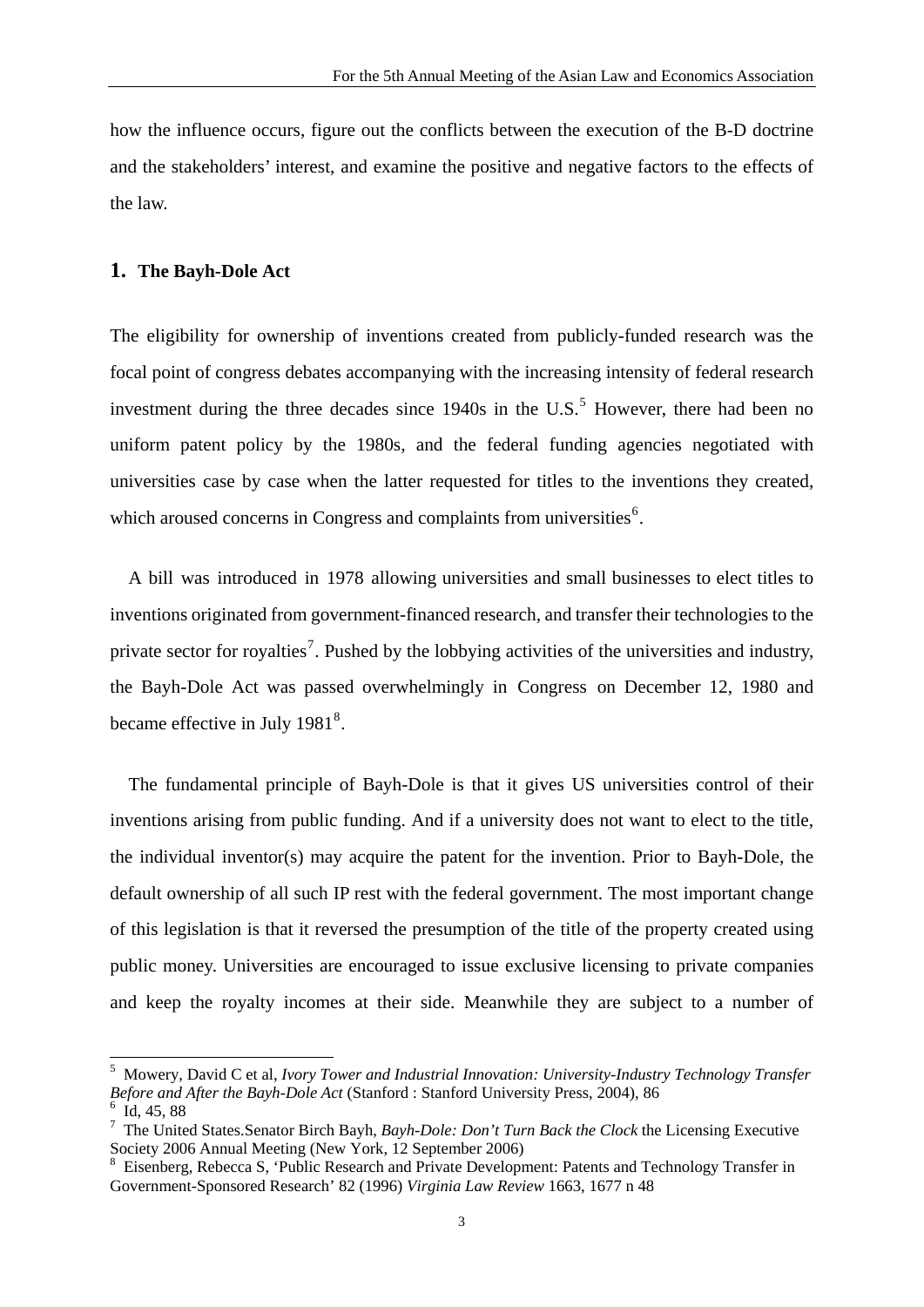how the influence occurs, figure out the conflicts between the execution of the B-D doctrine and the stakeholders' interest, and examine the positive and negative factors to the effects of the law.

## 1. The Bayh-Dole Act

The eligibility for ownership of inventions created from publicly-funded research was the focal point of congress debates accompanying with the increasing intensity of federal research investment during the three decades since 1940s in the U.S.[5] However, there had been no uniform patent policy by the 1980s, and the federal funding agencies negotiated with universities case by case when the latter requested for titles to the inventions they created, which aroused concerns in Congress and complaints from universities[6].

A bill was introduced in 1978 allowing universities and small businesses to elect titles to inventions originated from government-financed research, and transfer their technologies to the private sector for royalties[7]. Pushed by the lobbying activities of the universities and industry, the Bayh-Dole Act was passed overwhelmingly in Congress on December 12, 1980 and became effective in July 1981[8].

The fundamental principle of Bayh-Dole is that it gives US universities control of their inventions arising from public funding. And if a university does not want to elect to the title, the individual inventor(s) may acquire the patent for the invention. Prior to Bayh-Dole, the default ownership of all such IP rest with the federal government. The most important change of this legislation is that it reversed the presumption of the title of the property created using public money. Universities are encouraged to issue exclusive licensing to private companies and keep the royalty incomes at their side. Meanwhile they are subject to a number of

---

[5] Mowery, David C et al, *Ivory Tower and Industrial Innovation: University-Industry Technology Transfer Before and After the Bayh-Dole Act* (Stanford : Stanford University Press, 2004), 86

[6] Id, 45, 88

[7] The United States.Senator Birch Bayh, *Bayh-Dole: Don't Turn Back the Clock* the Licensing Executive Society 2006 Annual Meeting (New York, 12 September 2006)

[8] Eisenberg, Rebecca S, 'Public Research and Private Development: Patents and Technology Transfer in Government-Sponsored Research' 82 (1996) *Virginia Law Review* 1663, 1677 n 48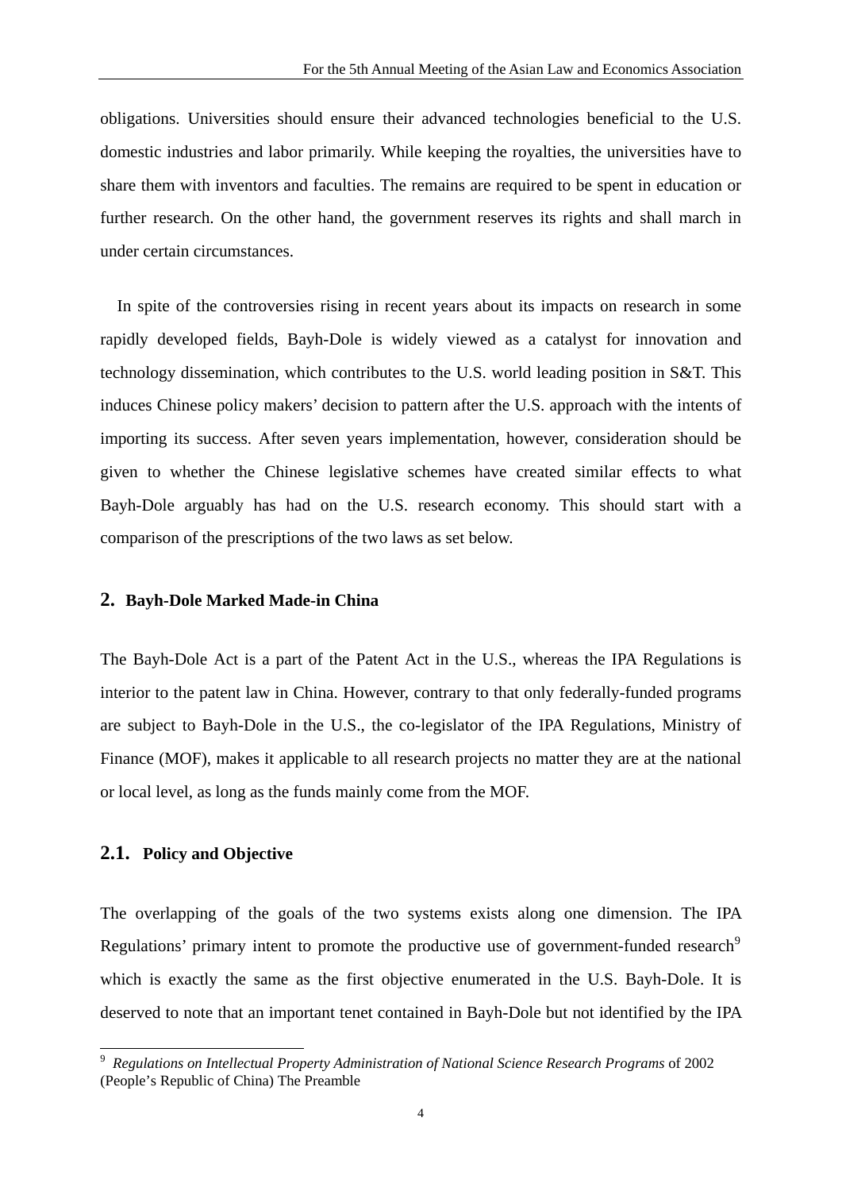obligations. Universities should ensure their advanced technologies beneficial to the U.S. domestic industries and labor primarily. While keeping the royalties, the universities have to share them with inventors and faculties. The remains are required to be spent in education or further research. On the other hand, the government reserves its rights and shall march in under certain circumstances.

In spite of the controversies rising in recent years about its impacts on research in some rapidly developed fields, Bayh-Dole is widely viewed as a catalyst for innovation and technology dissemination, which contributes to the U.S. world leading position in S&T. This induces Chinese policy makers' decision to pattern after the U.S. approach with the intents of importing its success. After seven years implementation, however, consideration should be given to whether the Chinese legislative schemes have created similar effects to what Bayh-Dole arguably has had on the U.S. research economy. This should start with a comparison of the prescriptions of the two laws as set below.

## 2. Bayh-Dole Marked Made-in China

The Bayh-Dole Act is a part of the Patent Act in the U.S., whereas the IPA Regulations is interior to the patent law in China. However, contrary to that only federally-funded programs are subject to Bayh-Dole in the U.S., the co-legislator of the IPA Regulations, Ministry of Finance (MOF), makes it applicable to all research projects no matter they are at the national or local level, as long as the funds mainly come from the MOF.

### 2.1. Policy and Objective

The overlapping of the goals of the two systems exists along one dimension. The IPA Regulations' primary intent to promote the productive use of government-funded research[9] which is exactly the same as the first objective enumerated in the U.S. Bayh-Dole. It is deserved to note that an important tenet contained in Bayh-Dole but not identified by the IPA

---

[9] *Regulations on Intellectual Property Administration of National Science Research Programs* of 2002 (People's Republic of China) The Preamble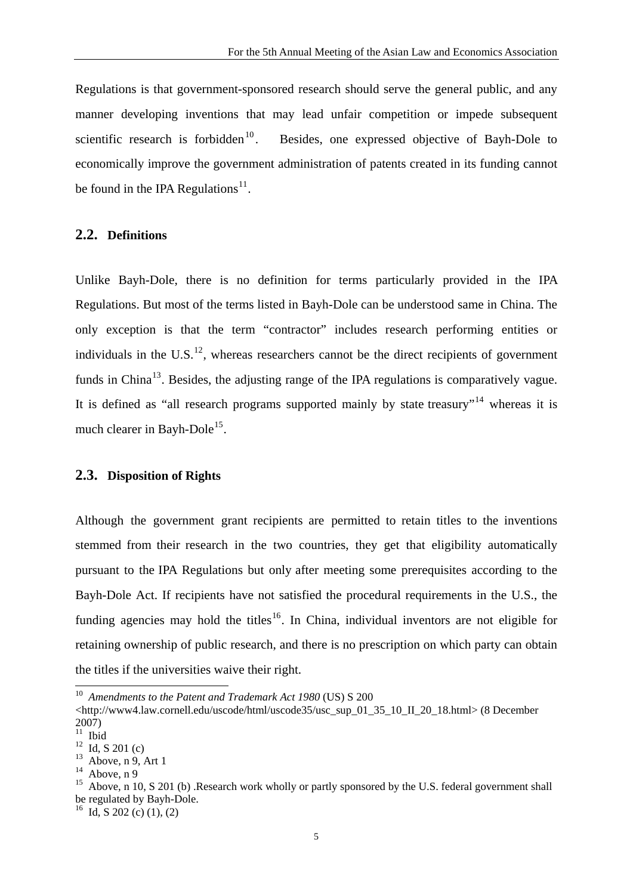Regulations is that government-sponsored research should serve the general public, and any manner developing inventions that may lead unfair competition or impede subsequent scientific research is forbidden[10]. Besides, one expressed objective of Bayh-Dole to economically improve the government administration of patents created in its funding cannot be found in the IPA Regulations[11].

## 2.2. Definitions

Unlike Bayh-Dole, there is no definition for terms particularly provided in the IPA Regulations. But most of the terms listed in Bayh-Dole can be understood same in China. The only exception is that the term "contractor" includes research performing entities or individuals in the U.S.[12], whereas researchers cannot be the direct recipients of government funds in China[13]. Besides, the adjusting range of the IPA regulations is comparatively vague. It is defined as "all research programs supported mainly by state treasury"[14] whereas it is much clearer in Bayh-Dole[15].

## 2.3. Disposition of Rights

Although the government grant recipients are permitted to retain titles to the inventions stemmed from their research in the two countries, they get that eligibility automatically pursuant to the IPA Regulations but only after meeting some prerequisites according to the Bayh-Dole Act. If recipients have not satisfied the procedural requirements in the U.S., the funding agencies may hold the titles[16]. In China, individual inventors are not eligible for retaining ownership of public research, and there is no prescription on which party can obtain the titles if the universities waive their right.

---

[10] *Amendments to the Patent and Trademark Act 1980* (US) S 200 <http://www4.law.cornell.edu/uscode/html/uscode35/usc_sup_01_35_10_II_20_18.html> (8 December 2007)

[11] Ibid

[12] Id, S 201 (c)

[13] Above, n 9, Art 1

[14] Above, n 9

[15] Above, n 10, S 201 (b) .Research work wholly or partly sponsored by the U.S. federal government shall be regulated by Bayh-Dole.

[16] Id, S 202 (c) (1), (2)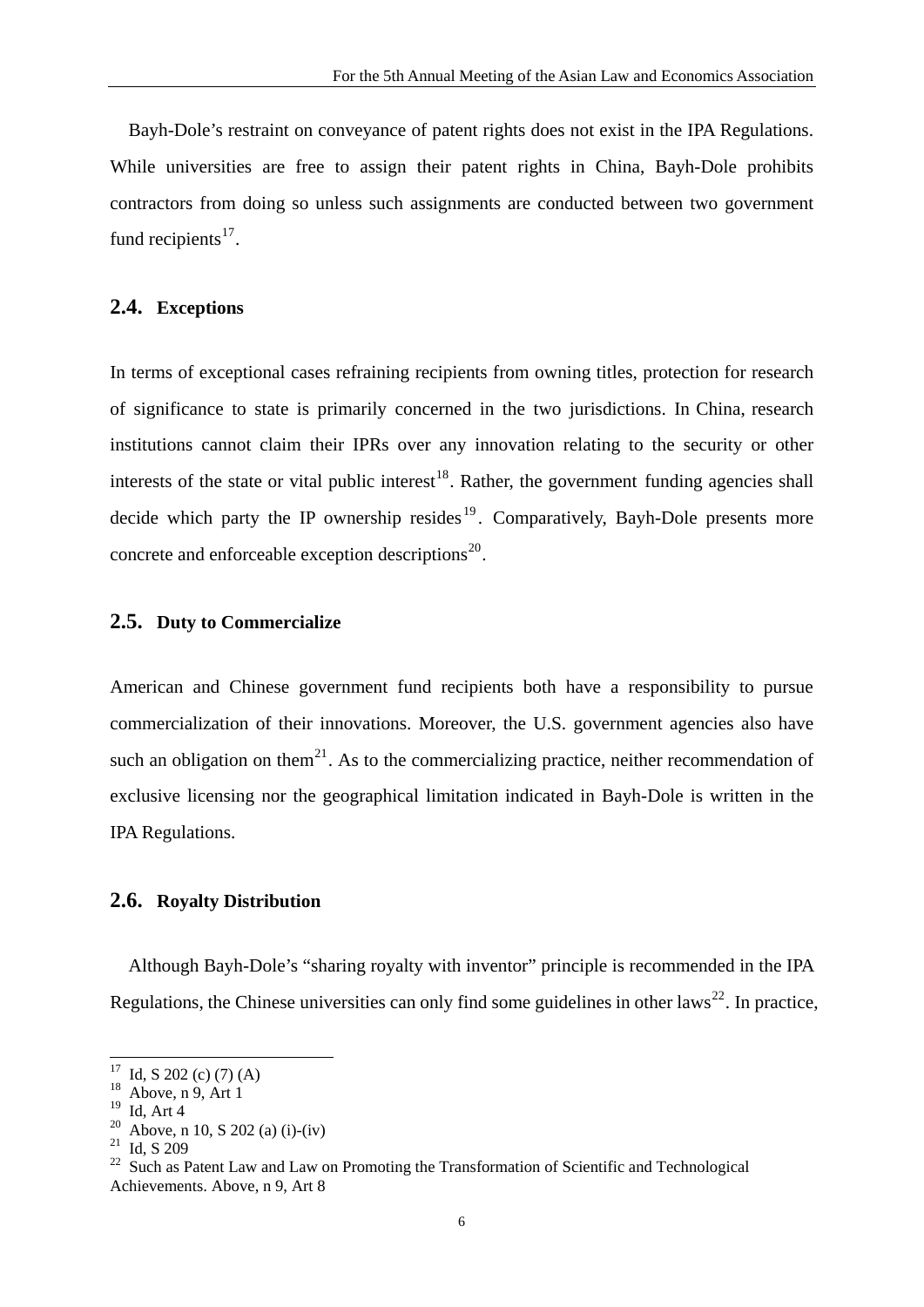Bayh-Dole's restraint on conveyance of patent rights does not exist in the IPA Regulations. While universities are free to assign their patent rights in China, Bayh-Dole prohibits contractors from doing so unless such assignments are conducted between two government fund recipients[17].

## 2.4. Exceptions

In terms of exceptional cases refraining recipients from owning titles, protection for research of significance to state is primarily concerned in the two jurisdictions. In China, research institutions cannot claim their IPRs over any innovation relating to the security or other interests of the state or vital public interest[18]. Rather, the government funding agencies shall decide which party the IP ownership resides[19]. Comparatively, Bayh-Dole presents more concrete and enforceable exception descriptions[20].

## 2.5. Duty to Commercialize

American and Chinese government fund recipients both have a responsibility to pursue commercialization of their innovations. Moreover, the U.S. government agencies also have such an obligation on them[21]. As to the commercializing practice, neither recommendation of exclusive licensing nor the geographical limitation indicated in Bayh-Dole is written in the IPA Regulations.

## 2.6. Royalty Distribution

Although Bayh-Dole's "sharing royalty with inventor" principle is recommended in the IPA Regulations, the Chinese universities can only find some guidelines in other laws[22]. In practice,

---

[17] Id, S 202 (c) (7) (A)

[18] Above, n 9, Art 1

[19] Id, Art 4

[20] Above, n 10, S 202 (a) (i)-(iv)

[21] Id, S 209

[22] Such as Patent Law and Law on Promoting the Transformation of Scientific and Technological Achievements. Above, n 9, Art 8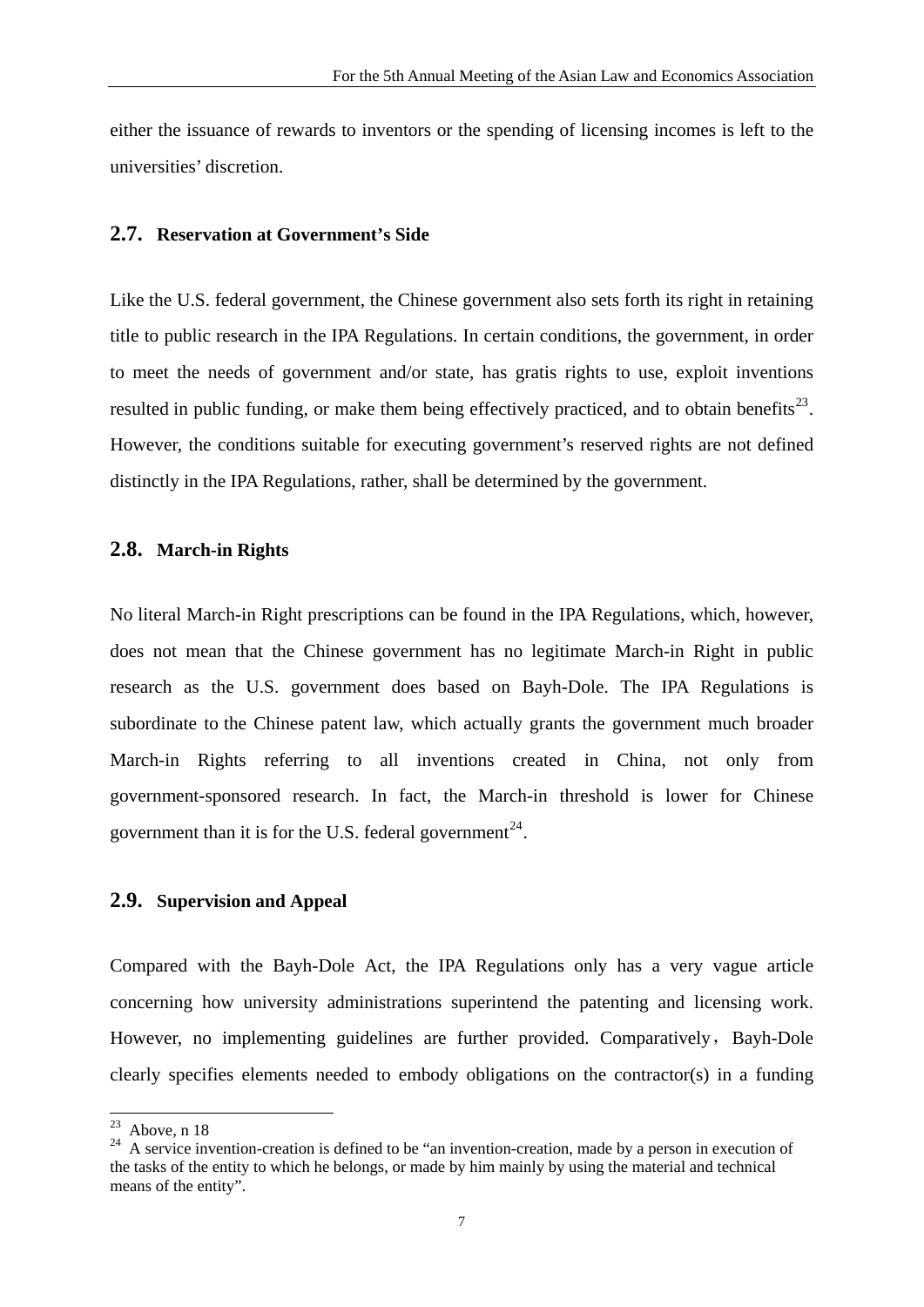either the issuance of rewards to inventors or the spending of licensing incomes is left to the universities' discretion.

## 2.7. Reservation at Government's Side

Like the U.S. federal government, the Chinese government also sets forth its right in retaining title to public research in the IPA Regulations. In certain conditions, the government, in order to meet the needs of government and/or state, has gratis rights to use, exploit inventions resulted in public funding, or make them being effectively practiced, and to obtain benefits[23]. However, the conditions suitable for executing government's reserved rights are not defined distinctly in the IPA Regulations, rather, shall be determined by the government.

## 2.8. March-in Rights

No literal March-in Right prescriptions can be found in the IPA Regulations, which, however, does not mean that the Chinese government has no legitimate March-in Right in public research as the U.S. government does based on Bayh-Dole. The IPA Regulations is subordinate to the Chinese patent law, which actually grants the government much broader March-in Rights referring to all inventions created in China, not only from government-sponsored research. In fact, the March-in threshold is lower for Chinese government than it is for the U.S. federal government[24].

## 2.9. Supervision and Appeal

Compared with the Bayh-Dole Act, the IPA Regulations only has a very vague article concerning how university administrations superintend the patenting and licensing work. However, no implementing guidelines are further provided. Comparatively，Bayh-Dole clearly specifies elements needed to embody obligations on the contractor(s) in a funding

---

[23] Above, n 18

[24] A service invention-creation is defined to be "an invention-creation, made by a person in execution of the tasks of the entity to which he belongs, or made by him mainly by using the material and technical means of the entity".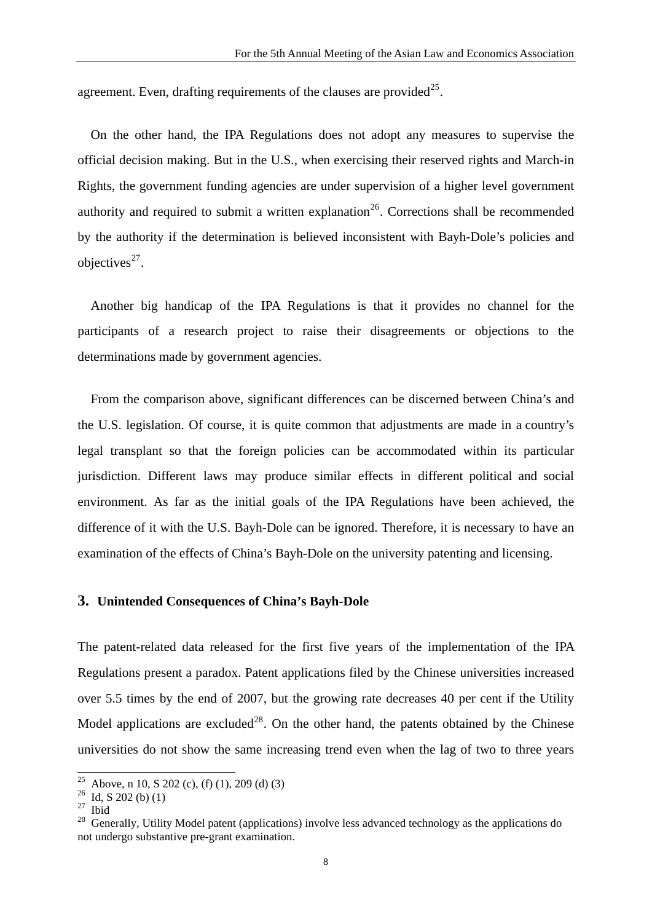agreement. Even, drafting requirements of the clauses are provided[25].

On the other hand, the IPA Regulations does not adopt any measures to supervise the official decision making. But in the U.S., when exercising their reserved rights and March-in Rights, the government funding agencies are under supervision of a higher level government authority and required to submit a written explanation[26]. Corrections shall be recommended by the authority if the determination is believed inconsistent with Bayh-Dole's policies and objectives[27].

Another big handicap of the IPA Regulations is that it provides no channel for the participants of a research project to raise their disagreements or objections to the determinations made by government agencies.

From the comparison above, significant differences can be discerned between China's and the U.S. legislation. Of course, it is quite common that adjustments are made in a country's legal transplant so that the foreign policies can be accommodated within its particular jurisdiction. Different laws may produce similar effects in different political and social environment. As far as the initial goals of the IPA Regulations have been achieved, the difference of it with the U.S. Bayh-Dole can be ignored. Therefore, it is necessary to have an examination of the effects of China's Bayh-Dole on the university patenting and licensing.

## 3. Unintended Consequences of China's Bayh-Dole

The patent-related data released for the first five years of the implementation of the IPA Regulations present a paradox. Patent applications filed by the Chinese universities increased over 5.5 times by the end of 2007, but the growing rate decreases 40 per cent if the Utility Model applications are excluded[28]. On the other hand, the patents obtained by the Chinese universities do not show the same increasing trend even when the lag of two to three years

---

[25] Above, n 10, S 202 (c), (f) (1), 209 (d) (3)

[26] Id, S 202 (b) (1)

[27] Ibid

[28] Generally, Utility Model patent (applications) involve less advanced technology as the applications do not undergo substantive pre-grant examination.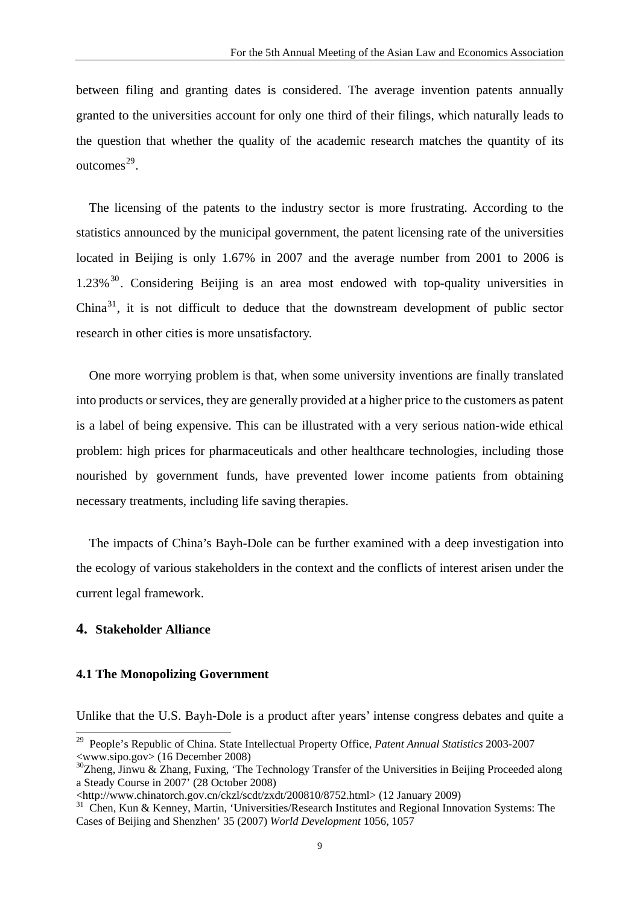between filing and granting dates is considered. The average invention patents annually granted to the universities account for only one third of their filings, which naturally leads to the question that whether the quality of the academic research matches the quantity of its outcomes[29].

The licensing of the patents to the industry sector is more frustrating. According to the statistics announced by the municipal government, the patent licensing rate of the universities located in Beijing is only 1.67% in 2007 and the average number from 2001 to 2006 is 1.23%[30]. Considering Beijing is an area most endowed with top-quality universities in China[31], it is not difficult to deduce that the downstream development of public sector research in other cities is more unsatisfactory.

One more worrying problem is that, when some university inventions are finally translated into products or services, they are generally provided at a higher price to the customers as patent is a label of being expensive. This can be illustrated with a very serious nation-wide ethical problem: high prices for pharmaceuticals and other healthcare technologies, including those nourished by government funds, have prevented lower income patients from obtaining necessary treatments, including life saving therapies.

The impacts of China's Bayh-Dole can be further examined with a deep investigation into the ecology of various stakeholders in the context and the conflicts of interest arisen under the current legal framework.

## 4. Stakeholder Alliance

### 4.1 The Monopolizing Government

Unlike that the U.S. Bayh-Dole is a product after years' intense congress debates and quite a

---

[29] People's Republic of China. State Intellectual Property Office, *Patent Annual Statistics* 2003-2007 <www.sipo.gov> (16 December 2008)

[30] Zheng, Jinwu & Zhang, Fuxing, 'The Technology Transfer of the Universities in Beijing Proceeded along a Steady Course in 2007' (28 October 2008) <http://www.chinatorch.gov.cn/ckzl/scdt/zxdt/200810/8752.html> (12 January 2009)

[31] Chen, Kun & Kenney, Martin, 'Universities/Research Institutes and Regional Innovation Systems: The Cases of Beijing and Shenzhen' 35 (2007) *World Development* 1056, 1057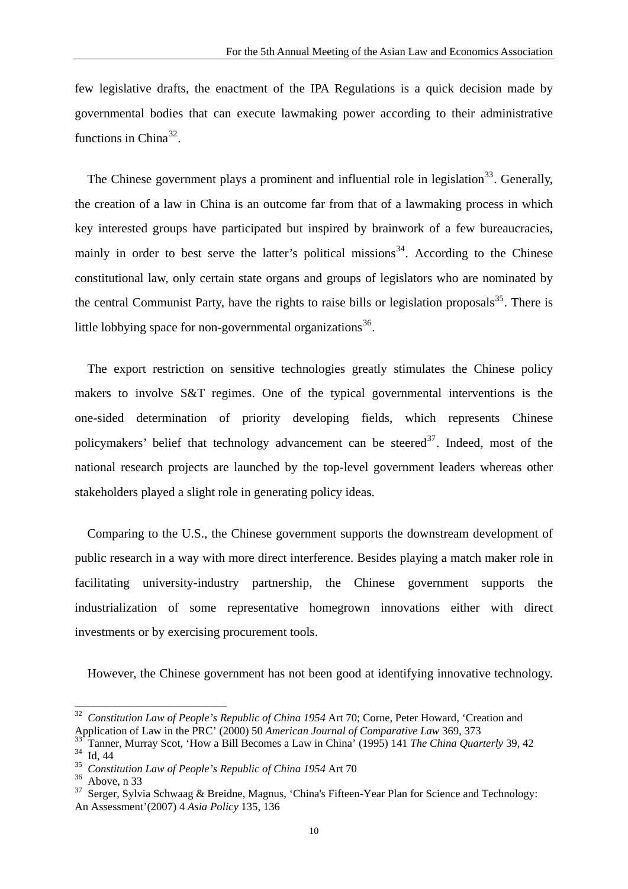few legislative drafts, the enactment of the IPA Regulations is a quick decision made by governmental bodies that can execute lawmaking power according to their administrative functions in China[32].

The Chinese government plays a prominent and influential role in legislation[33]. Generally, the creation of a law in China is an outcome far from that of a lawmaking process in which key interested groups have participated but inspired by brainwork of a few bureaucracies, mainly in order to best serve the latter's political missions[34]. According to the Chinese constitutional law, only certain state organs and groups of legislators who are nominated by the central Communist Party, have the rights to raise bills or legislation proposals[35]. There is little lobbying space for non-governmental organizations[36].

The export restriction on sensitive technologies greatly stimulates the Chinese policy makers to involve S&T regimes. One of the typical governmental interventions is the one-sided determination of priority developing fields, which represents Chinese policymakers' belief that technology advancement can be steered[37]. Indeed, most of the national research projects are launched by the top-level government leaders whereas other stakeholders played a slight role in generating policy ideas.

Comparing to the U.S., the Chinese government supports the downstream development of public research in a way with more direct interference. Besides playing a match maker role in facilitating university-industry partnership, the Chinese government supports the industrialization of some representative homegrown innovations either with direct investments or by exercising procurement tools.

However, the Chinese government has not been good at identifying innovative technology.

---

[32] *Constitution Law of People's Republic of China 1954* Art 70; Corne, Peter Howard, 'Creation and Application of Law in the PRC' (2000) 50 *American Journal of Comparative Law* 369, 373

[33] Tanner, Murray Scot, 'How a Bill Becomes a Law in China' (1995) 141 *The China Quarterly* 39, 42

[34] Id, 44

[35] *Constitution Law of People's Republic of China 1954* Art 70

[36] Above, n 33

[37] Serger, Sylvia Schwaag & Breidne, Magnus, 'China's Fifteen-Year Plan for Science and Technology: An Assessment'(2007) 4 *Asia Policy* 135, 136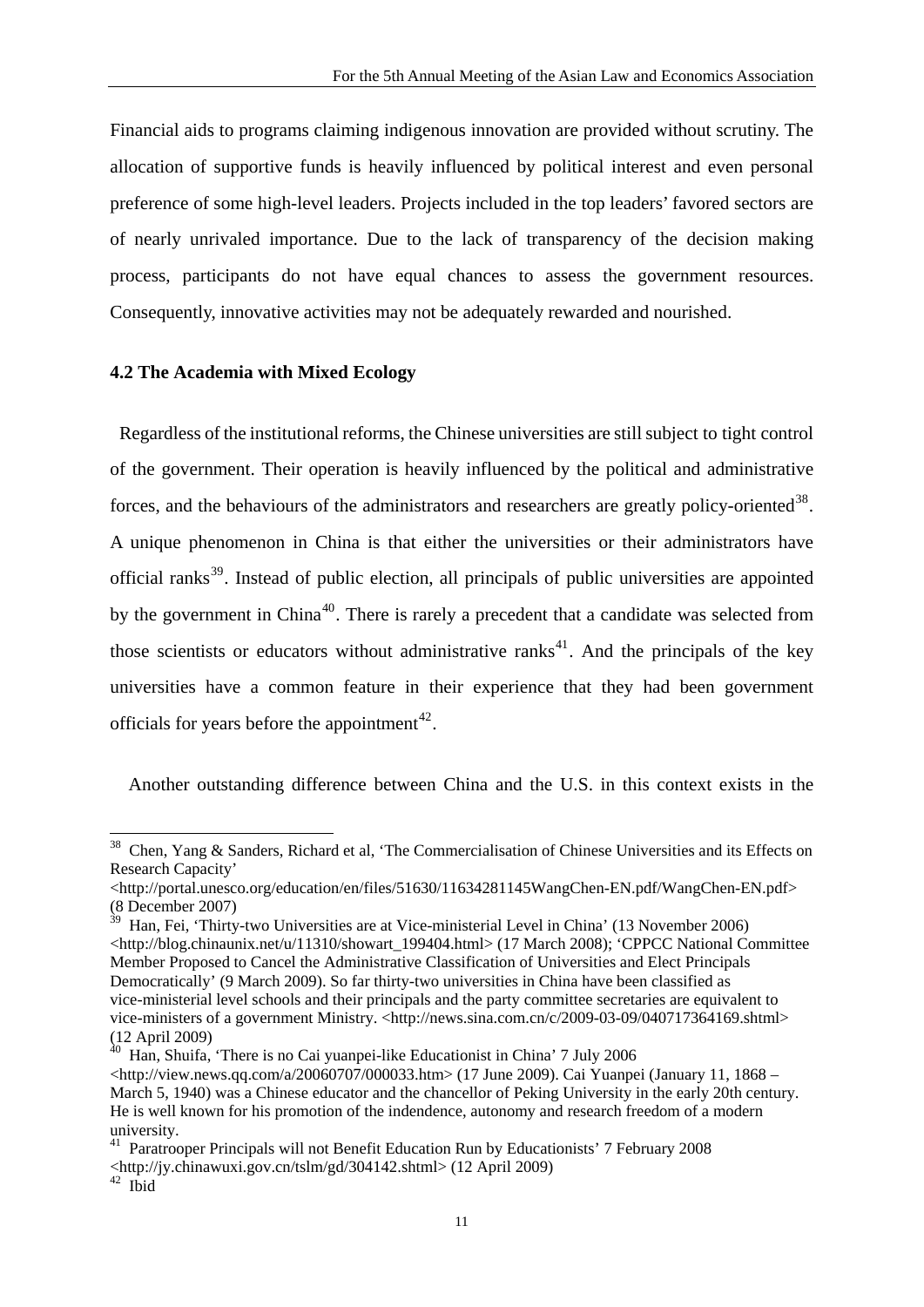Financial aids to programs claiming indigenous innovation are provided without scrutiny. The allocation of supportive funds is heavily influenced by political interest and even personal preference of some high-level leaders. Projects included in the top leaders' favored sectors are of nearly unrivaled importance. Due to the lack of transparency of the decision making process, participants do not have equal chances to assess the government resources. Consequently, innovative activities may not be adequately rewarded and nourished.

#### 4.2 The Academia with Mixed Ecology

Regardless of the institutional reforms, the Chinese universities are still subject to tight control of the government. Their operation is heavily influenced by the political and administrative forces, and the behaviours of the administrators and researchers are greatly policy-oriented[38]. A unique phenomenon in China is that either the universities or their administrators have official ranks[39]. Instead of public election, all principals of public universities are appointed by the government in China[40]. There is rarely a precedent that a candidate was selected from those scientists or educators without administrative ranks[41]. And the principals of the key universities have a common feature in their experience that they had been government officials for years before the appointment[42].

Another outstanding difference between China and the U.S. in this context exists in the

---

[38] Chen, Yang & Sanders, Richard et al, 'The Commercialisation of Chinese Universities and its Effects on Research Capacity' <http://portal.unesco.org/education/en/files/51630/11634281145WangChen-EN.pdf/WangChen-EN.pdf> (8 December 2007)

[39] Han, Fei, 'Thirty-two Universities are at Vice-ministerial Level in China' (13 November 2006) <http://blog.chinaunix.net/u/11310/showart_199404.html> (17 March 2008); 'CPPCC National Committee Member Proposed to Cancel the Administrative Classification of Universities and Elect Principals Democratically' (9 March 2009). So far thirty-two universities in China have been classified as vice-ministerial level schools and their principals and the party committee secretaries are equivalent to vice-ministers of a government Ministry. <http://news.sina.com.cn/c/2009-03-09/040717364169.shtml> (12 April 2009)

[40] Han, Shuifa, 'There is no Cai yuanpei-like Educationist in China' 7 July 2006 <http://view.news.qq.com/a/20060707/000033.htm> (17 June 2009). Cai Yuanpei (January 11, 1868 – March 5, 1940) was a Chinese educator and the chancellor of Peking University in the early 20th century. He is well known for his promotion of the indendence, autonomy and research freedom of a modern university.

[41] Paratrooper Principals will not Benefit Education Run by Educationists' 7 February 2008 <http://jy.chinawuxi.gov.cn/tslm/gd/304142.shtml> (12 April 2009)

[42] Ibid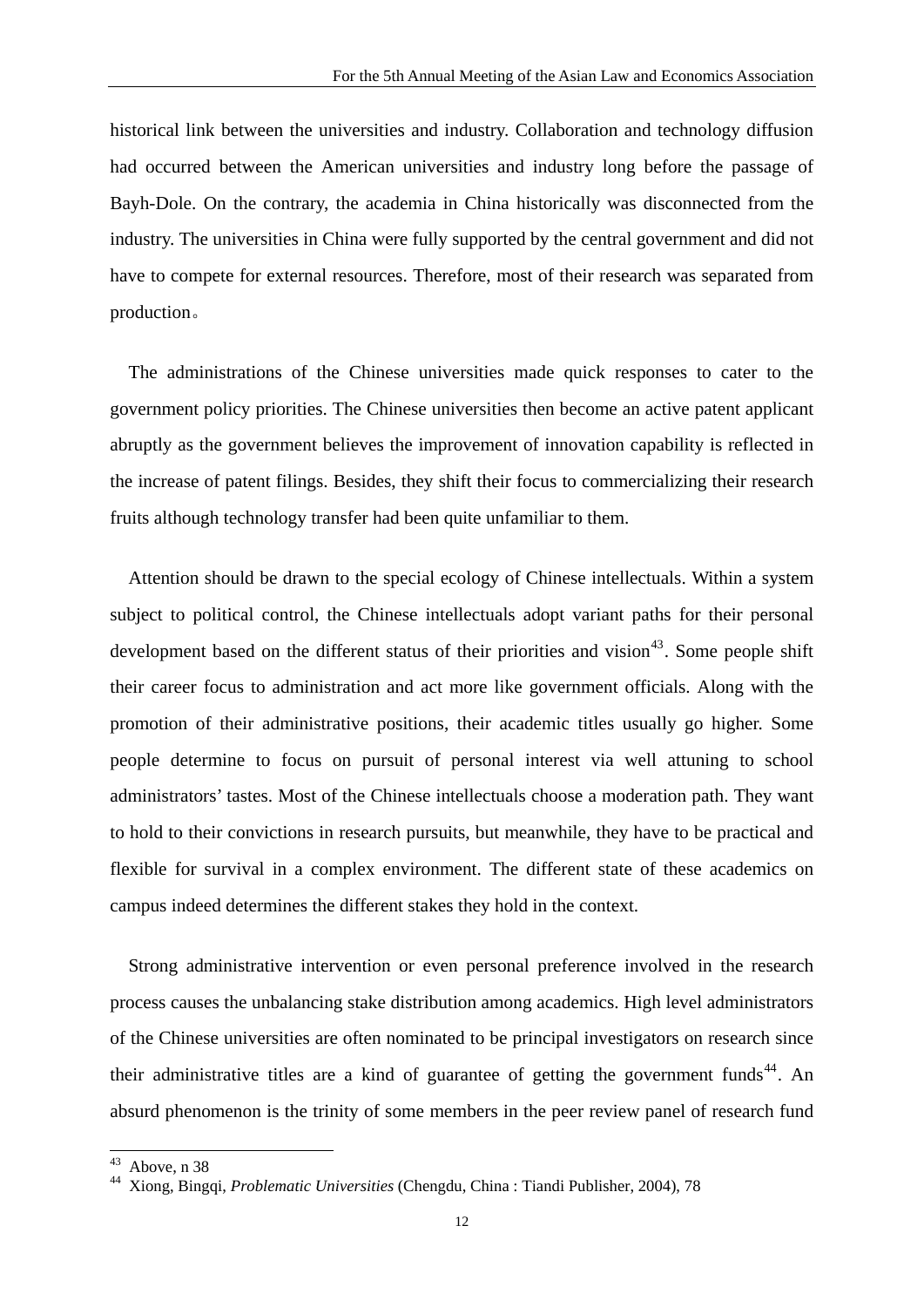historical link between the universities and industry. Collaboration and technology diffusion had occurred between the American universities and industry long before the passage of Bayh-Dole. On the contrary, the academia in China historically was disconnected from the industry. The universities in China were fully supported by the central government and did not have to compete for external resources. Therefore, most of their research was separated from production。

The administrations of the Chinese universities made quick responses to cater to the government policy priorities. The Chinese universities then become an active patent applicant abruptly as the government believes the improvement of innovation capability is reflected in the increase of patent filings. Besides, they shift their focus to commercializing their research fruits although technology transfer had been quite unfamiliar to them.

Attention should be drawn to the special ecology of Chinese intellectuals. Within a system subject to political control, the Chinese intellectuals adopt variant paths for their personal development based on the different status of their priorities and vision[43]. Some people shift their career focus to administration and act more like government officials. Along with the promotion of their administrative positions, their academic titles usually go higher. Some people determine to focus on pursuit of personal interest via well attuning to school administrators' tastes. Most of the Chinese intellectuals choose a moderation path. They want to hold to their convictions in research pursuits, but meanwhile, they have to be practical and flexible for survival in a complex environment. The different state of these academics on campus indeed determines the different stakes they hold in the context.

Strong administrative intervention or even personal preference involved in the research process causes the unbalancing stake distribution among academics. High level administrators of the Chinese universities are often nominated to be principal investigators on research since their administrative titles are a kind of guarantee of getting the government funds[44]. An absurd phenomenon is the trinity of some members in the peer review panel of research fund

---

[43] Above, n 38

[44] Xiong, Bingqi, *Problematic Universities* (Chengdu, China : Tiandi Publisher, 2004), 78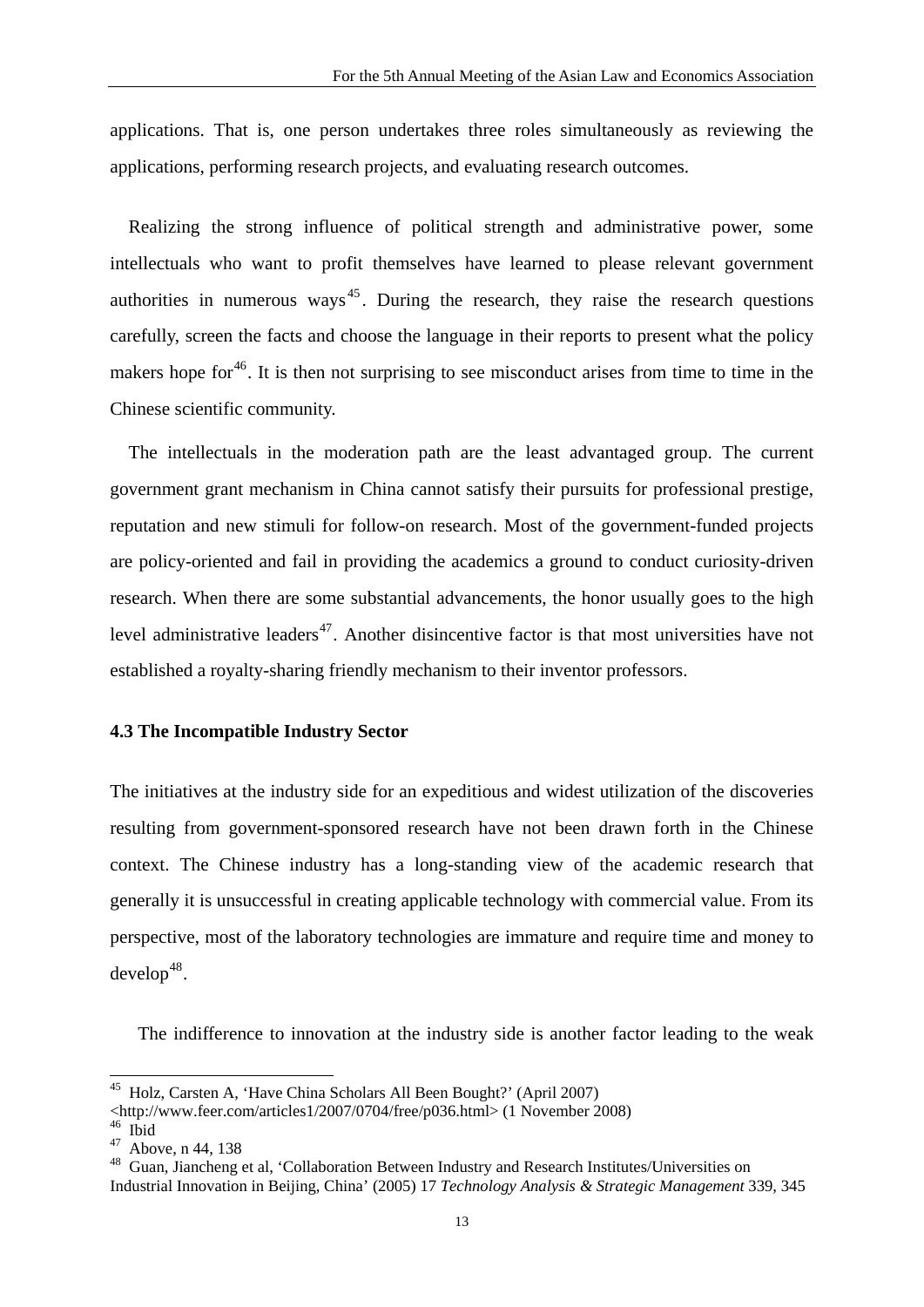applications. That is, one person undertakes three roles simultaneously as reviewing the applications, performing research projects, and evaluating research outcomes.

Realizing the strong influence of political strength and administrative power, some intellectuals who want to profit themselves have learned to please relevant government authorities in numerous ways[45]. During the research, they raise the research questions carefully, screen the facts and choose the language in their reports to present what the policy makers hope for[46]. It is then not surprising to see misconduct arises from time to time in the Chinese scientific community.

The intellectuals in the moderation path are the least advantaged group. The current government grant mechanism in China cannot satisfy their pursuits for professional prestige, reputation and new stimuli for follow-on research. Most of the government-funded projects are policy-oriented and fail in providing the academics a ground to conduct curiosity-driven research. When there are some substantial advancements, the honor usually goes to the high level administrative leaders[47]. Another disincentive factor is that most universities have not established a royalty-sharing friendly mechanism to their inventor professors.

### 4.3 The Incompatible Industry Sector

The initiatives at the industry side for an expeditious and widest utilization of the discoveries resulting from government-sponsored research have not been drawn forth in the Chinese context. The Chinese industry has a long-standing view of the academic research that generally it is unsuccessful in creating applicable technology with commercial value. From its perspective, most of the laboratory technologies are immature and require time and money to develop[48].

The indifference to innovation at the industry side is another factor leading to the weak

---

[45] Holz, Carsten A, 'Have China Scholars All Been Bought?' (April 2007) <http://www.feer.com/articles1/2007/0704/free/p036.html> (1 November 2008)

[46] Ibid

[47] Above, n 44, 138

[48] Guan, Jiancheng et al, 'Collaboration Between Industry and Research Institutes/Universities on Industrial Innovation in Beijing, China' (2005) 17 *Technology Analysis & Strategic Management* 339, 345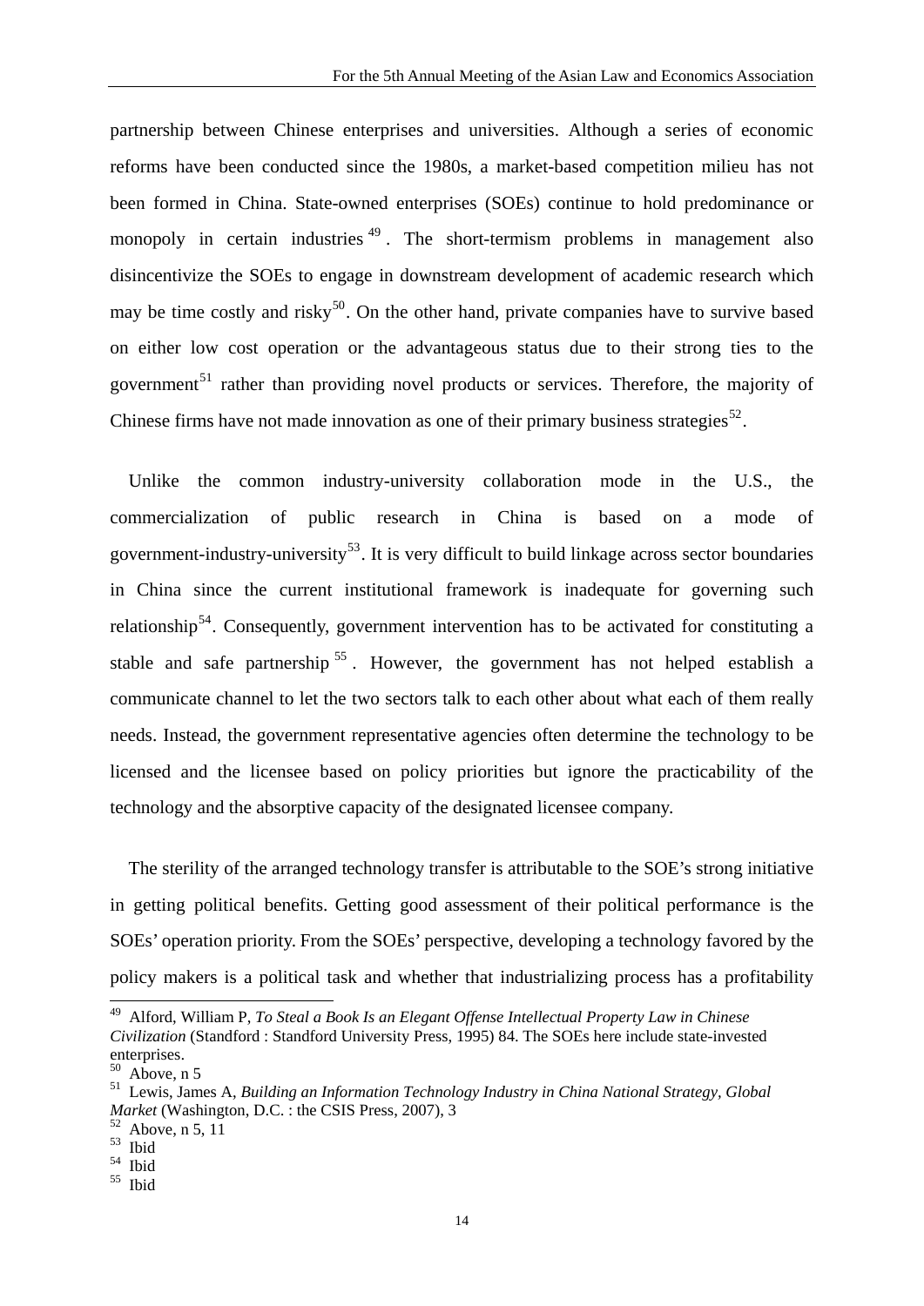partnership between Chinese enterprises and universities. Although a series of economic reforms have been conducted since the 1980s, a market-based competition milieu has not been formed in China. State-owned enterprises (SOEs) continue to hold predominance or monopoly in certain industries[49]. The short-termism problems in management also disincentivize the SOEs to engage in downstream development of academic research which may be time costly and risky[50]. On the other hand, private companies have to survive based on either low cost operation or the advantageous status due to their strong ties to the government[51] rather than providing novel products or services. Therefore, the majority of Chinese firms have not made innovation as one of their primary business strategies[52].

Unlike the common industry-university collaboration mode in the U.S., the commercialization of public research in China is based on a mode of government-industry-university[53]. It is very difficult to build linkage across sector boundaries in China since the current institutional framework is inadequate for governing such relationship[54]. Consequently, government intervention has to be activated for constituting a stable and safe partnership[55]. However, the government has not helped establish a communicate channel to let the two sectors talk to each other about what each of them really needs. Instead, the government representative agencies often determine the technology to be licensed and the licensee based on policy priorities but ignore the practicability of the technology and the absorptive capacity of the designated licensee company.

The sterility of the arranged technology transfer is attributable to the SOE's strong initiative in getting political benefits. Getting good assessment of their political performance is the SOEs' operation priority. From the SOEs' perspective, developing a technology favored by the policy makers is a political task and whether that industrializing process has a profitability

---

[49] Alford, William P, *To Steal a Book Is an Elegant Offense Intellectual Property Law in Chinese Civilization* (Standford : Standford University Press, 1995) 84. The SOEs here include state-invested enterprises.

[50] Above, n 5

[51] Lewis, James A, *Building an Information Technology Industry in China National Strategy, Global Market* (Washington, D.C. : the CSIS Press, 2007), 3

[52] Above, n 5, 11

[53] Ibid

[54] Ibid

[55] Ibid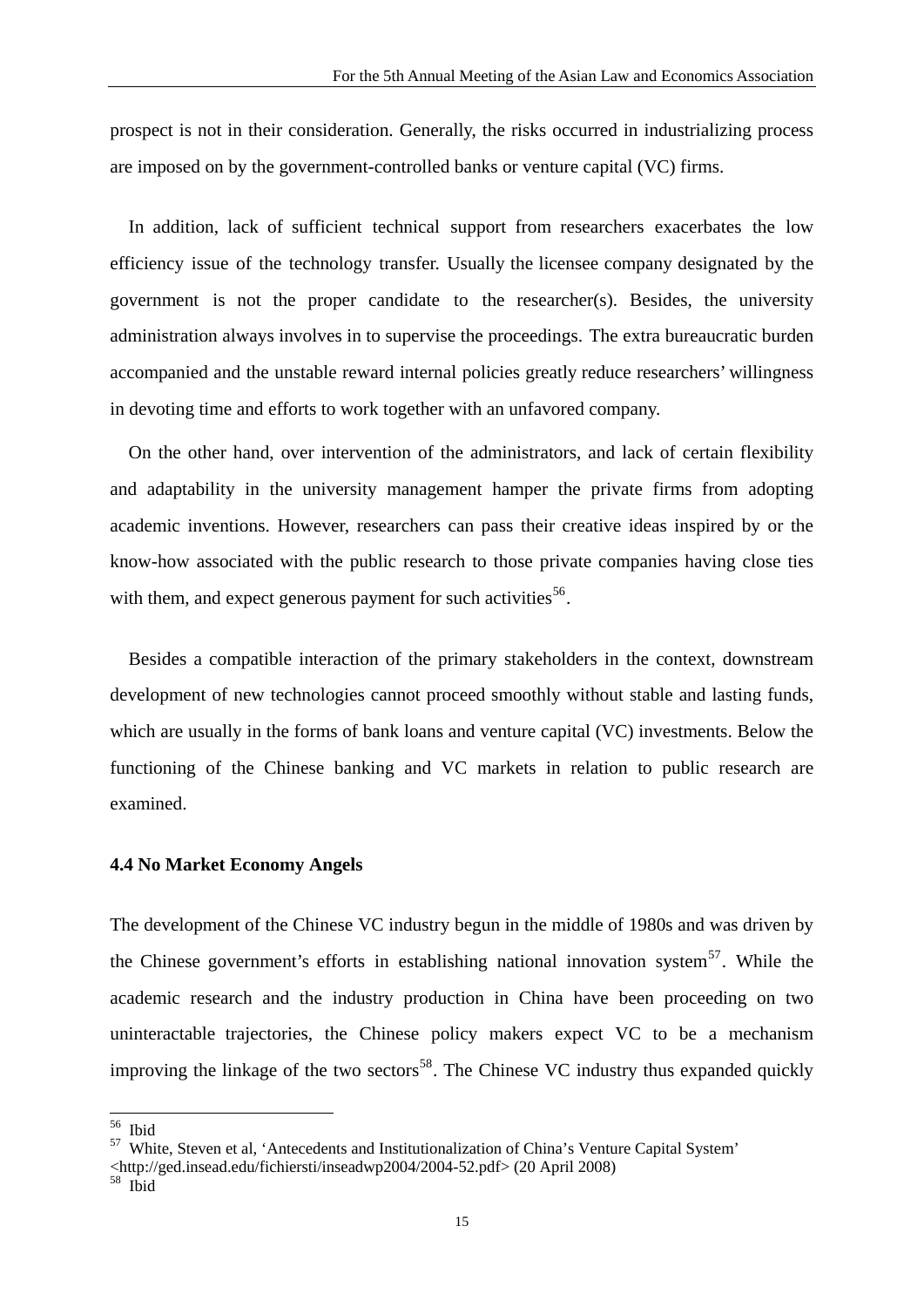prospect is not in their consideration. Generally, the risks occurred in industrializing process are imposed on by the government-controlled banks or venture capital (VC) firms.

In addition, lack of sufficient technical support from researchers exacerbates the low efficiency issue of the technology transfer. Usually the licensee company designated by the government is not the proper candidate to the researcher(s). Besides, the university administration always involves in to supervise the proceedings. The extra bureaucratic burden accompanied and the unstable reward internal policies greatly reduce researchers' willingness in devoting time and efforts to work together with an unfavored company.

On the other hand, over intervention of the administrators, and lack of certain flexibility and adaptability in the university management hamper the private firms from adopting academic inventions. However, researchers can pass their creative ideas inspired by or the know-how associated with the public research to those private companies having close ties with them, and expect generous payment for such activities[56].

Besides a compatible interaction of the primary stakeholders in the context, downstream development of new technologies cannot proceed smoothly without stable and lasting funds, which are usually in the forms of bank loans and venture capital (VC) investments. Below the functioning of the Chinese banking and VC markets in relation to public research are examined.

**4.4 No Market Economy Angels**

The development of the Chinese VC industry begun in the middle of 1980s and was driven by the Chinese government's efforts in establishing national innovation system[57]. While the academic research and the industry production in China have been proceeding on two uninteractable trajectories, the Chinese policy makers expect VC to be a mechanism improving the linkage of the two sectors[58]. The Chinese VC industry thus expanded quickly

---

[56] Ibid

[57] White, Steven et al, 'Antecedents and Institutionalization of China's Venture Capital System' <http://ged.insead.edu/fichiersti/inseadwp2004/2004-52.pdf> (20 April 2008)

[58] Ibid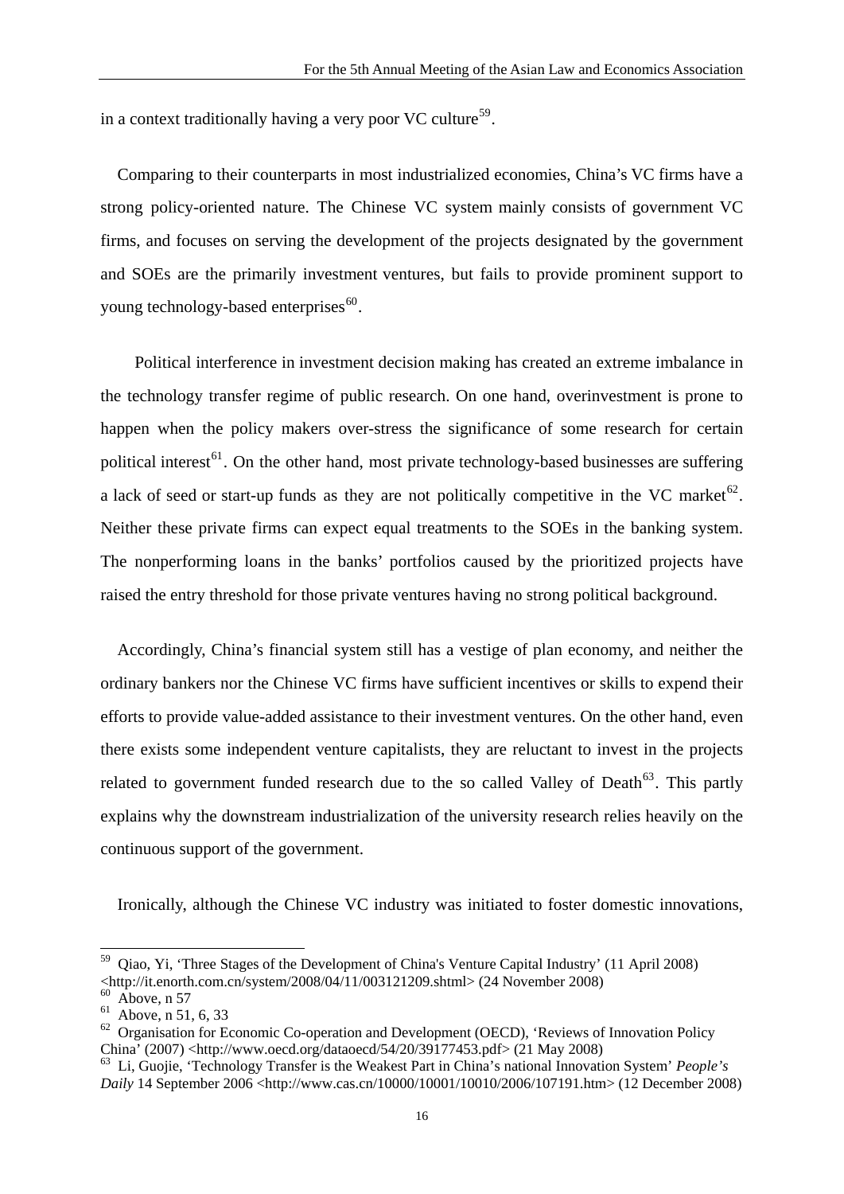in a context traditionally having a very poor VC culture[59].

Comparing to their counterparts in most industrialized economies, China's VC firms have a strong policy-oriented nature. The Chinese VC system mainly consists of government VC firms, and focuses on serving the development of the projects designated by the government and SOEs are the primarily investment ventures, but fails to provide prominent support to young technology-based enterprises[60].

Political interference in investment decision making has created an extreme imbalance in the technology transfer regime of public research. On one hand, overinvestment is prone to happen when the policy makers over-stress the significance of some research for certain political interest[61]. On the other hand, most private technology-based businesses are suffering a lack of seed or start-up funds as they are not politically competitive in the VC market[62]. Neither these private firms can expect equal treatments to the SOEs in the banking system. The nonperforming loans in the banks' portfolios caused by the prioritized projects have raised the entry threshold for those private ventures having no strong political background.

Accordingly, China's financial system still has a vestige of plan economy, and neither the ordinary bankers nor the Chinese VC firms have sufficient incentives or skills to expend their efforts to provide value-added assistance to their investment ventures. On the other hand, even there exists some independent venture capitalists, they are reluctant to invest in the projects related to government funded research due to the so called Valley of Death[63]. This partly explains why the downstream industrialization of the university research relies heavily on the continuous support of the government.

Ironically, although the Chinese VC industry was initiated to foster domestic innovations,

---

[59] Qiao, Yi, 'Three Stages of the Development of China's Venture Capital Industry' (11 April 2008) <http://it.enorth.com.cn/system/2008/04/11/003121209.shtml> (24 November 2008)

[60] Above, n 57

[61] Above, n 51, 6, 33

[62] Organisation for Economic Co-operation and Development (OECD), 'Reviews of Innovation Policy China' (2007) <http://www.oecd.org/dataoecd/54/20/39177453.pdf> (21 May 2008)

[63] Li, Guojie, 'Technology Transfer is the Weakest Part in China's national Innovation System' *People's Daily* 14 September 2006 <http://www.cas.cn/10000/10001/10010/2006/107191.htm> (12 December 2008)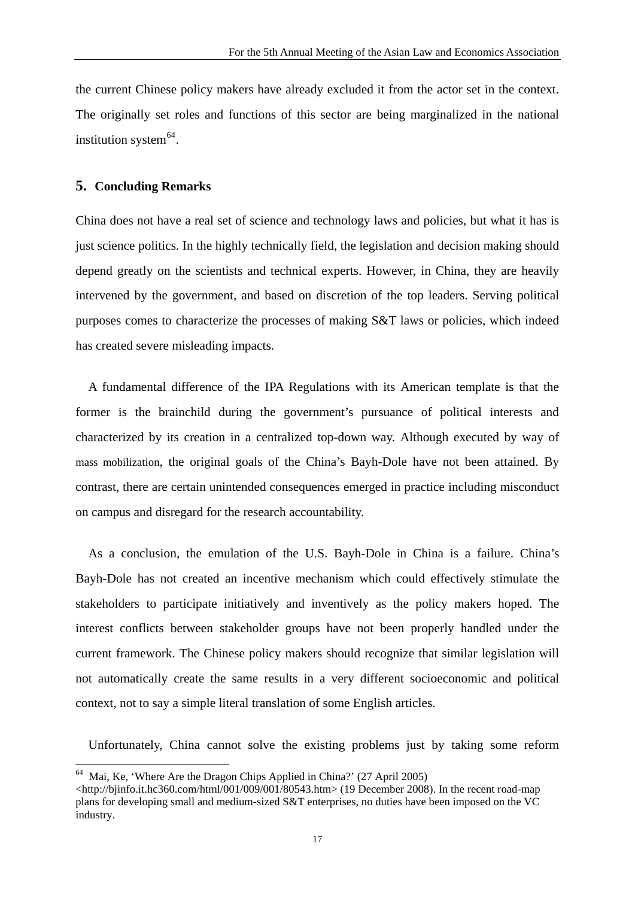the current Chinese policy makers have already excluded it from the actor set in the context. The originally set roles and functions of this sector are being marginalized in the national institution system[64].

## 5. Concluding Remarks

China does not have a real set of science and technology laws and policies, but what it has is just science politics. In the highly technically field, the legislation and decision making should depend greatly on the scientists and technical experts. However, in China, they are heavily intervened by the government, and based on discretion of the top leaders. Serving political purposes comes to characterize the processes of making S&T laws or policies, which indeed has created severe misleading impacts.

A fundamental difference of the IPA Regulations with its American template is that the former is the brainchild during the government's pursuance of political interests and characterized by its creation in a centralized top-down way. Although executed by way of mass mobilization, the original goals of the China's Bayh-Dole have not been attained. By contrast, there are certain unintended consequences emerged in practice including misconduct on campus and disregard for the research accountability.

As a conclusion, the emulation of the U.S. Bayh-Dole in China is a failure. China's Bayh-Dole has not created an incentive mechanism which could effectively stimulate the stakeholders to participate initiatively and inventively as the policy makers hoped. The interest conflicts between stakeholder groups have not been properly handled under the current framework. The Chinese policy makers should recognize that similar legislation will not automatically create the same results in a very different socioeconomic and political context, not to say a simple literal translation of some English articles.

Unfortunately, China cannot solve the existing problems just by taking some reform

---

[64] Mai, Ke, 'Where Are the Dragon Chips Applied in China?' (27 April 2005) <http://bjinfo.it.hc360.com/html/001/009/001/80543.htm> (19 December 2008). In the recent road-map plans for developing small and medium-sized S&T enterprises, no duties have been imposed on the VC industry.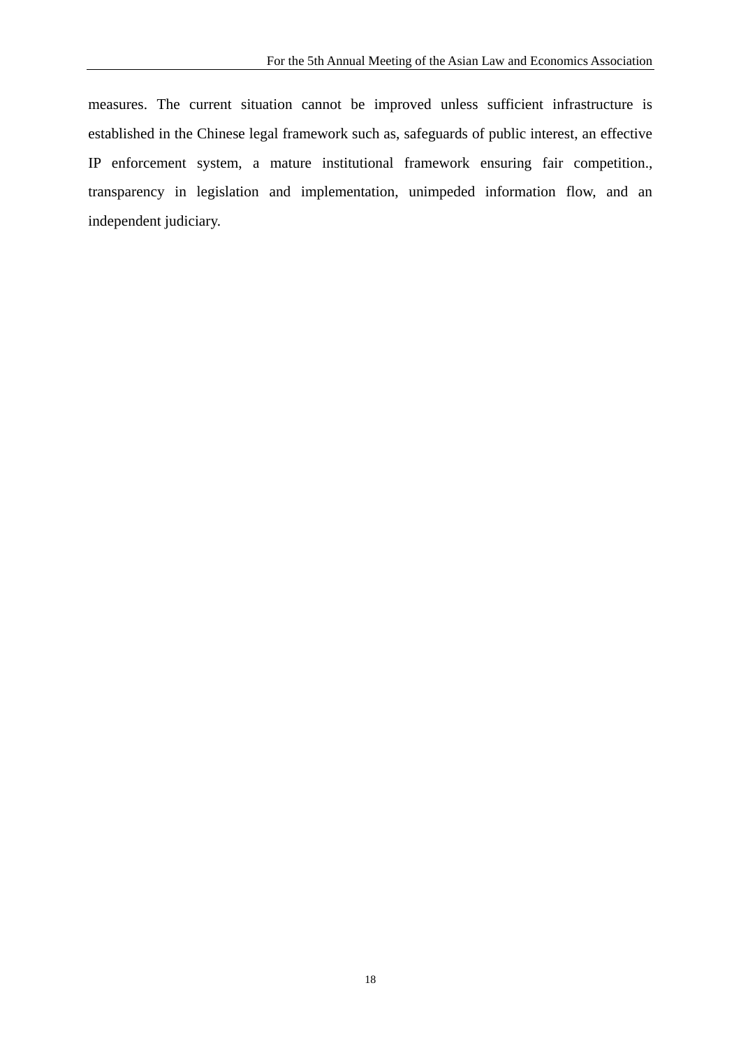measures. The current situation cannot be improved unless sufficient infrastructure is established in the Chinese legal framework such as, safeguards of public interest, an effective IP enforcement system, a mature institutional framework ensuring fair competition., transparency in legislation and implementation, unimpeded information flow, and an independent judiciary.